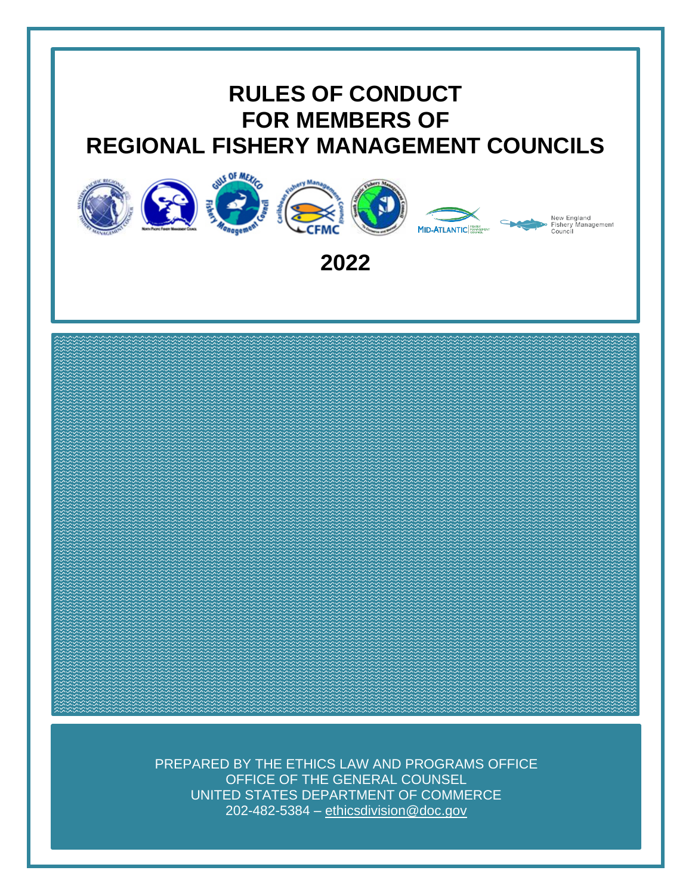# RULES OF CONDUCT FOR MEMBERS OF REGIONAL FISHERY MANAGEMENT COUNCILS

**2022**

PREPARED BY THE ETHICS LAW AND PROGRAMS OFFICE
OFFICE OF THE GENERAL COUNSEL
UNITED STATES DEPARTMENT OF COMMERCE
202-482-5384 – ethicsdivision@doc.gov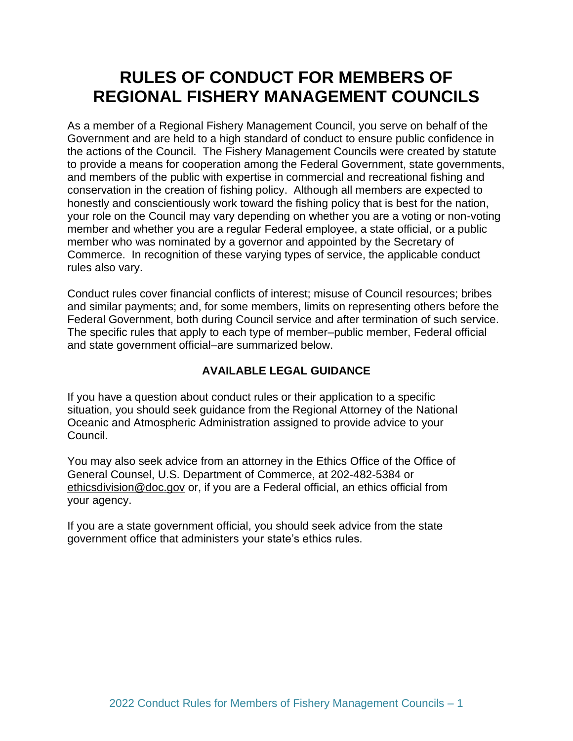# RULES OF CONDUCT FOR MEMBERS OF REGIONAL FISHERY MANAGEMENT COUNCILS

As a member of a Regional Fishery Management Council, you serve on behalf of the Government and are held to a high standard of conduct to ensure public confidence in the actions of the Council. The Fishery Management Councils were created by statute to provide a means for cooperation among the Federal Government, state governments, and members of the public with expertise in commercial and recreational fishing and conservation in the creation of fishing policy. Although all members are expected to honestly and conscientiously work toward the fishing policy that is best for the nation, your role on the Council may vary depending on whether you are a voting or non-voting member and whether you are a regular Federal employee, a state official, or a public member who was nominated by a governor and appointed by the Secretary of Commerce. In recognition of these varying types of service, the applicable conduct rules also vary.

Conduct rules cover financial conflicts of interest; misuse of Council resources; bribes and similar payments; and, for some members, limits on representing others before the Federal Government, both during Council service and after termination of such service. The specific rules that apply to each type of member–public member, Federal official and state government official–are summarized below.

### AVAILABLE LEGAL GUIDANCE

If you have a question about conduct rules or their application to a specific situation, you should seek guidance from the Regional Attorney of the National Oceanic and Atmospheric Administration assigned to provide advice to your Council.

You may also seek advice from an attorney in the Ethics Office of the Office of General Counsel, U.S. Department of Commerce, at 202-482-5384 or ethicsdivision@doc.gov or, if you are a Federal official, an ethics official from your agency.

If you are a state government official, you should seek advice from the state government office that administers your state's ethics rules.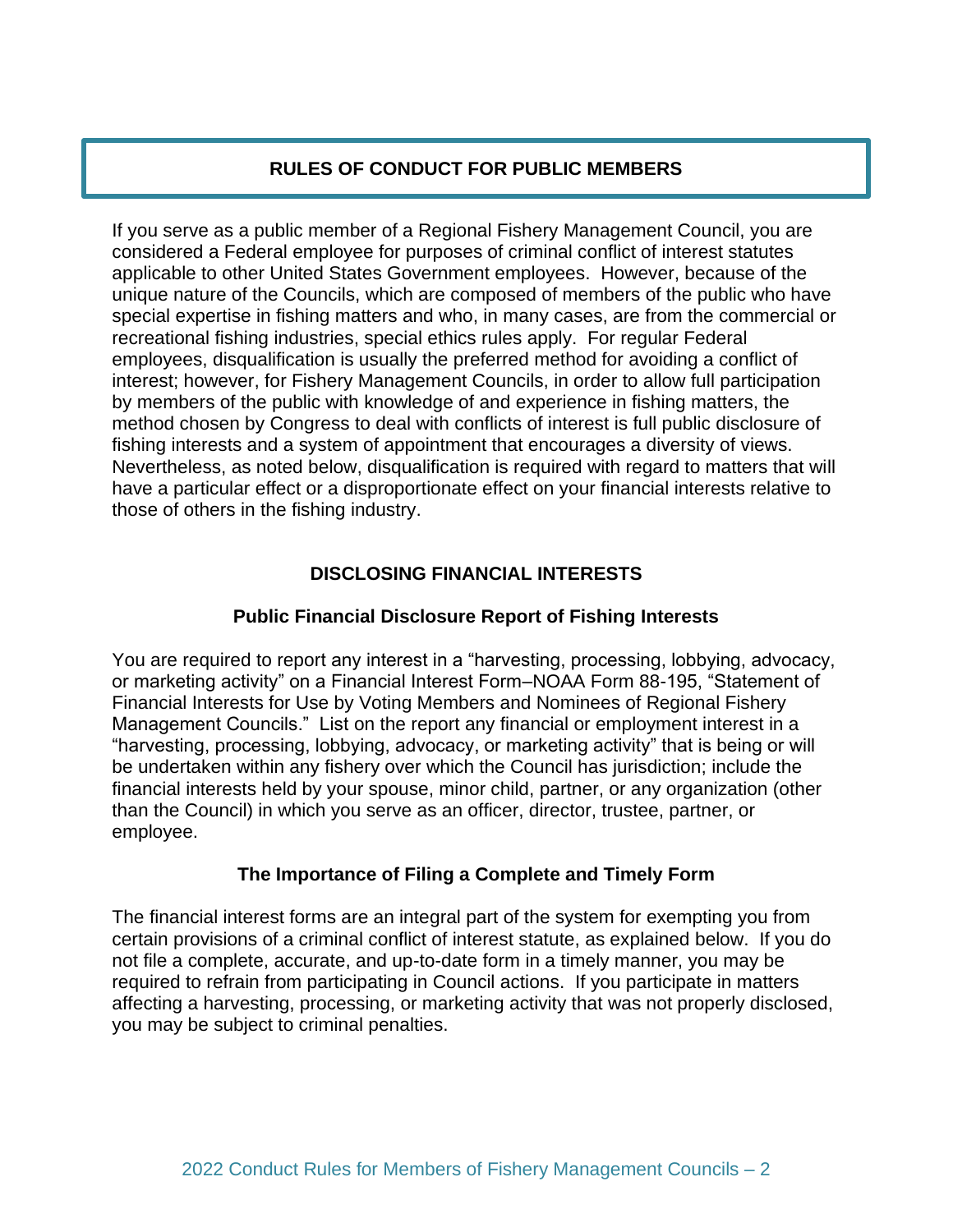## RULES OF CONDUCT FOR PUBLIC MEMBERS

If you serve as a public member of a Regional Fishery Management Council, you are considered a Federal employee for purposes of criminal conflict of interest statutes applicable to other United States Government employees. However, because of the unique nature of the Councils, which are composed of members of the public who have special expertise in fishing matters and who, in many cases, are from the commercial or recreational fishing industries, special ethics rules apply. For regular Federal employees, disqualification is usually the preferred method for avoiding a conflict of interest; however, for Fishery Management Councils, in order to allow full participation by members of the public with knowledge of and experience in fishing matters, the method chosen by Congress to deal with conflicts of interest is full public disclosure of fishing interests and a system of appointment that encourages a diversity of views. Nevertheless, as noted below, disqualification is required with regard to matters that will have a particular effect or a disproportionate effect on your financial interests relative to those of others in the fishing industry.

## DISCLOSING FINANCIAL INTERESTS

### Public Financial Disclosure Report of Fishing Interests

You are required to report any interest in a "harvesting, processing, lobbying, advocacy, or marketing activity" on a Financial Interest Form–NOAA Form 88-195, "Statement of Financial Interests for Use by Voting Members and Nominees of Regional Fishery Management Councils." List on the report any financial or employment interest in a "harvesting, processing, lobbying, advocacy, or marketing activity" that is being or will be undertaken within any fishery over which the Council has jurisdiction; include the financial interests held by your spouse, minor child, partner, or any organization (other than the Council) in which you serve as an officer, director, trustee, partner, or employee.

### The Importance of Filing a Complete and Timely Form

The financial interest forms are an integral part of the system for exempting you from certain provisions of a criminal conflict of interest statute, as explained below. If you do not file a complete, accurate, and up-to-date form in a timely manner, you may be required to refrain from participating in Council actions. If you participate in matters affecting a harvesting, processing, or marketing activity that was not properly disclosed, you may be subject to criminal penalties.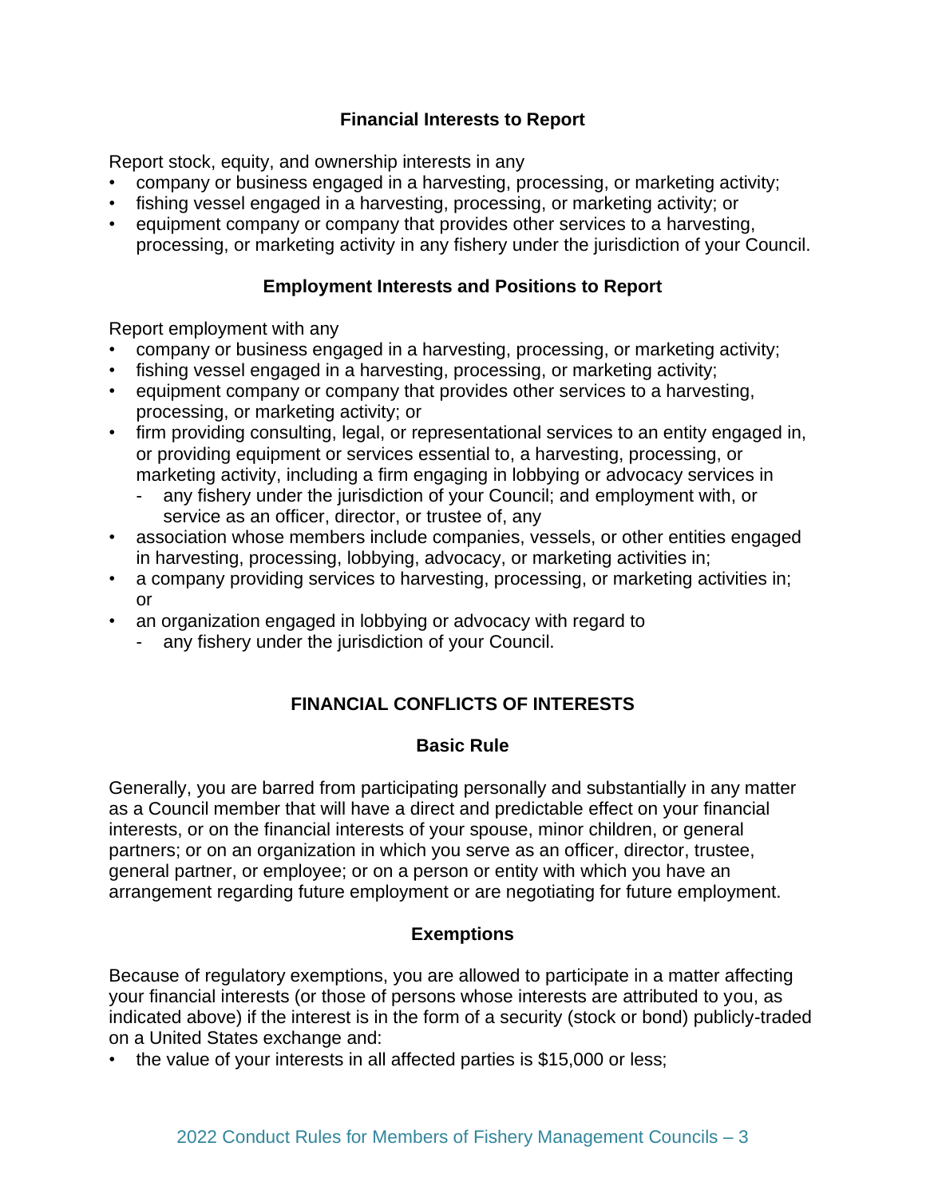### Financial Interests to Report

Report stock, equity, and ownership interests in any

- company or business engaged in a harvesting, processing, or marketing activity;
- fishing vessel engaged in a harvesting, processing, or marketing activity; or
- equipment company or company that provides other services to a harvesting, processing, or marketing activity in any fishery under the jurisdiction of your Council.

### Employment Interests and Positions to Report

Report employment with any

- company or business engaged in a harvesting, processing, or marketing activity;
- fishing vessel engaged in a harvesting, processing, or marketing activity;
- equipment company or company that provides other services to a harvesting, processing, or marketing activity; or
- firm providing consulting, legal, or representational services to an entity engaged in, or providing equipment or services essential to, a harvesting, processing, or marketing activity, including a firm engaging in lobbying or advocacy services in
  - any fishery under the jurisdiction of your Council; and employment with, or service as an officer, director, or trustee of, any
- association whose members include companies, vessels, or other entities engaged in harvesting, processing, lobbying, advocacy, or marketing activities in;
- a company providing services to harvesting, processing, or marketing activities in; or
- an organization engaged in lobbying or advocacy with regard to
  - any fishery under the jurisdiction of your Council.

## FINANCIAL CONFLICTS OF INTERESTS

### Basic Rule

Generally, you are barred from participating personally and substantially in any matter as a Council member that will have a direct and predictable effect on your financial interests, or on the financial interests of your spouse, minor children, or general partners; or on an organization in which you serve as an officer, director, trustee, general partner, or employee; or on a person or entity with which you have an arrangement regarding future employment or are negotiating for future employment.

### Exemptions

Because of regulatory exemptions, you are allowed to participate in a matter affecting your financial interests (or those of persons whose interests are attributed to you, as indicated above) if the interest is in the form of a security (stock or bond) publicly-traded on a United States exchange and:

- the value of your interests in all affected parties is $15,000 or less;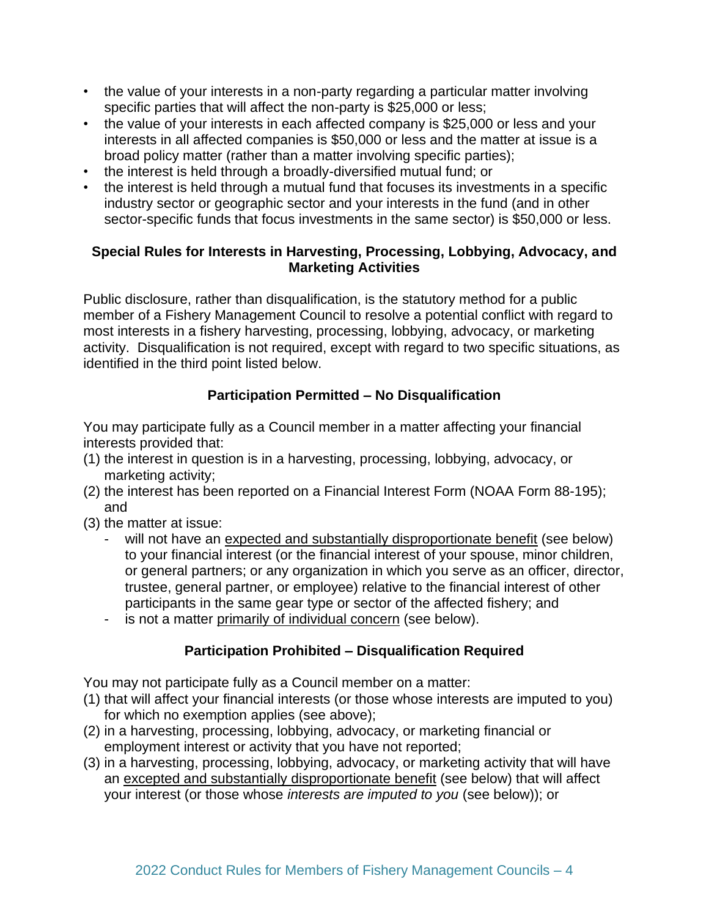- the value of your interests in a non-party regarding a particular matter involving specific parties that will affect the non-party is $25,000 or less;
- the value of your interests in each affected company is $25,000 or less and your interests in all affected companies is $50,000 or less and the matter at issue is a broad policy matter (rather than a matter involving specific parties);
- the interest is held through a broadly-diversified mutual fund; or
- the interest is held through a mutual fund that focuses its investments in a specific industry sector or geographic sector and your interests in the fund (and in other sector-specific funds that focus investments in the same sector) is $50,000 or less.

### Special Rules for Interests in Harvesting, Processing, Lobbying, Advocacy, and Marketing Activities

Public disclosure, rather than disqualification, is the statutory method for a public member of a Fishery Management Council to resolve a potential conflict with regard to most interests in a fishery harvesting, processing, lobbying, advocacy, or marketing activity. Disqualification is not required, except with regard to two specific situations, as identified in the third point listed below.

#### Participation Permitted – No Disqualification

You may participate fully as a Council member in a matter affecting your financial interests provided that:

(1) the interest in question is in a harvesting, processing, lobbying, advocacy, or marketing activity;

(2) the interest has been reported on a Financial Interest Form (NOAA Form 88-195); and

(3) the matter at issue:
   - will not have an <u>expected and substantially disproportionate benefit</u> (see below) to your financial interest (or the financial interest of your spouse, minor children, or general partners; or any organization in which you serve as an officer, director, trustee, general partner, or employee) relative to the financial interest of other participants in the same gear type or sector of the affected fishery; and
   - is not a matter <u>primarily of individual concern</u> (see below).

#### Participation Prohibited – Disqualification Required

You may not participate fully as a Council member on a matter:

(1) that will affect your financial interests (or those whose interests are imputed to you) for which no exemption applies (see above);

(2) in a harvesting, processing, lobbying, advocacy, or marketing financial or employment interest or activity that you have not reported;

(3) in a harvesting, processing, lobbying, advocacy, or marketing activity that will have an <u>excepted and substantially disproportionate benefit</u> (see below) that will affect your interest (or those whose *interests are imputed to you* (see below)); or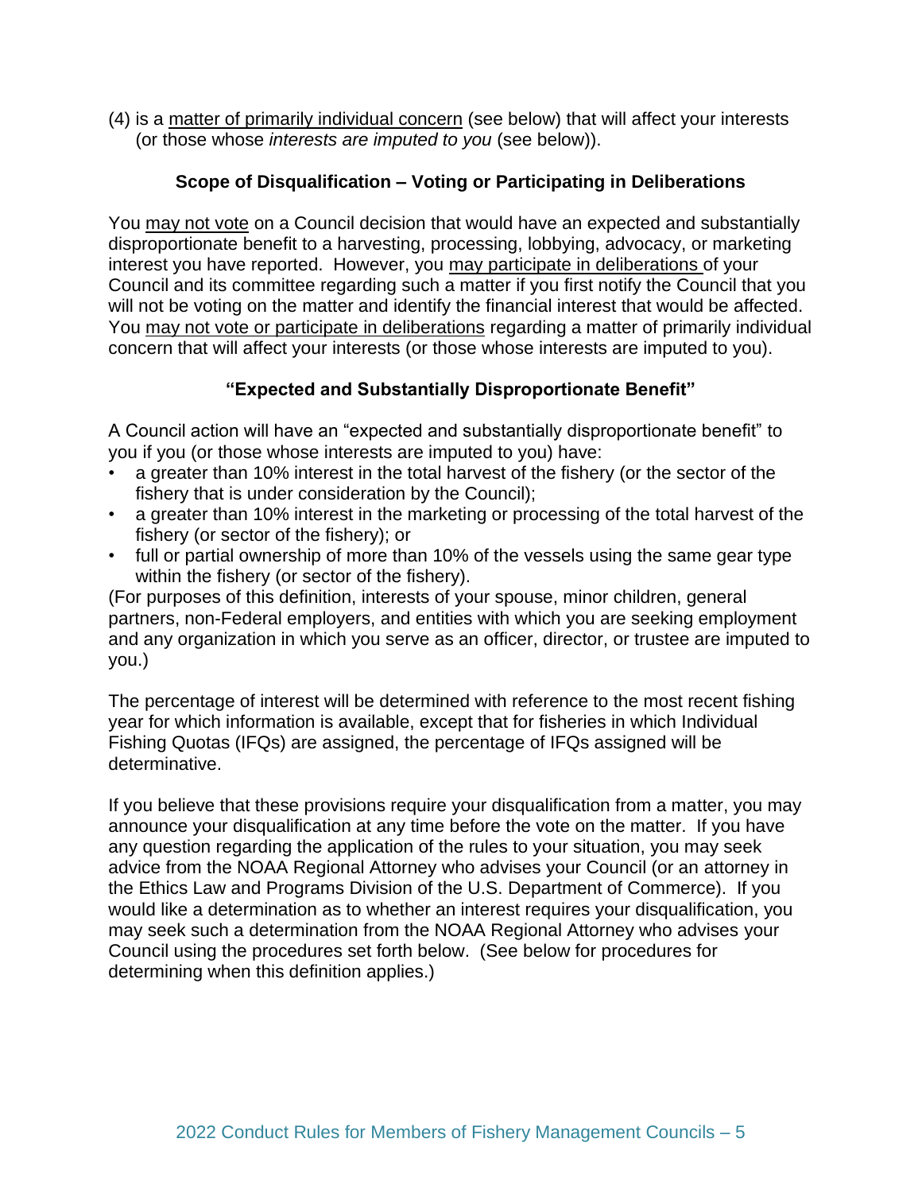(4) is a <u>matter of primarily individual concern</u> (see below) that will affect your interests (or those whose *interests are imputed to you* (see below)).

### Scope of Disqualification – Voting or Participating in Deliberations

You <u>may not vote</u> on a Council decision that would have an expected and substantially disproportionate benefit to a harvesting, processing, lobbying, advocacy, or marketing interest you have reported. However, you <u>may participate in deliberations</u> of your Council and its committee regarding such a matter if you first notify the Council that you will not be voting on the matter and identify the financial interest that would be affected. You <u>may not vote or participate in deliberations</u> regarding a matter of primarily individual concern that will affect your interests (or those whose interests are imputed to you).

### "Expected and Substantially Disproportionate Benefit"

A Council action will have an "expected and substantially disproportionate benefit" to you if you (or those whose interests are imputed to you) have:

- a greater than 10% interest in the total harvest of the fishery (or the sector of the fishery that is under consideration by the Council);
- a greater than 10% interest in the marketing or processing of the total harvest of the fishery (or sector of the fishery); or
- full or partial ownership of more than 10% of the vessels using the same gear type within the fishery (or sector of the fishery).

(For purposes of this definition, interests of your spouse, minor children, general partners, non-Federal employers, and entities with which you are seeking employment and any organization in which you serve as an officer, director, or trustee are imputed to you.)

The percentage of interest will be determined with reference to the most recent fishing year for which information is available, except that for fisheries in which Individual Fishing Quotas (IFQs) are assigned, the percentage of IFQs assigned will be determinative.

If you believe that these provisions require your disqualification from a matter, you may announce your disqualification at any time before the vote on the matter. If you have any question regarding the application of the rules to your situation, you may seek advice from the NOAA Regional Attorney who advises your Council (or an attorney in the Ethics Law and Programs Division of the U.S. Department of Commerce). If you would like a determination as to whether an interest requires your disqualification, you may seek such a determination from the NOAA Regional Attorney who advises your Council using the procedures set forth below. (See below for procedures for determining when this definition applies.)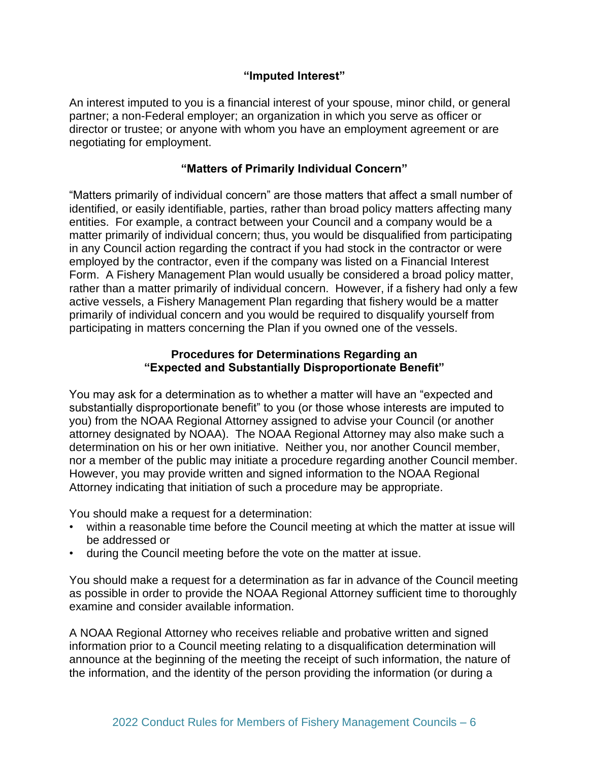### "Imputed Interest"

An interest imputed to you is a financial interest of your spouse, minor child, or general partner; a non-Federal employer; an organization in which you serve as officer or director or trustee; or anyone with whom you have an employment agreement or are negotiating for employment.

### "Matters of Primarily Individual Concern"

"Matters primarily of individual concern" are those matters that affect a small number of identified, or easily identifiable, parties, rather than broad policy matters affecting many entities. For example, a contract between your Council and a company would be a matter primarily of individual concern; thus, you would be disqualified from participating in any Council action regarding the contract if you had stock in the contractor or were employed by the contractor, even if the company was listed on a Financial Interest Form. A Fishery Management Plan would usually be considered a broad policy matter, rather than a matter primarily of individual concern. However, if a fishery had only a few active vessels, a Fishery Management Plan regarding that fishery would be a matter primarily of individual concern and you would be required to disqualify yourself from participating in matters concerning the Plan if you owned one of the vessels.

### Procedures for Determinations Regarding an "Expected and Substantially Disproportionate Benefit"

You may ask for a determination as to whether a matter will have an "expected and substantially disproportionate benefit" to you (or those whose interests are imputed to you) from the NOAA Regional Attorney assigned to advise your Council (or another attorney designated by NOAA). The NOAA Regional Attorney may also make such a determination on his or her own initiative. Neither you, nor another Council member, nor a member of the public may initiate a procedure regarding another Council member. However, you may provide written and signed information to the NOAA Regional Attorney indicating that initiation of such a procedure may be appropriate.

You should make a request for a determination:

- within a reasonable time before the Council meeting at which the matter at issue will be addressed or
- during the Council meeting before the vote on the matter at issue.

You should make a request for a determination as far in advance of the Council meeting as possible in order to provide the NOAA Regional Attorney sufficient time to thoroughly examine and consider available information.

A NOAA Regional Attorney who receives reliable and probative written and signed information prior to a Council meeting relating to a disqualification determination will announce at the beginning of the meeting the receipt of such information, the nature of the information, and the identity of the person providing the information (or during a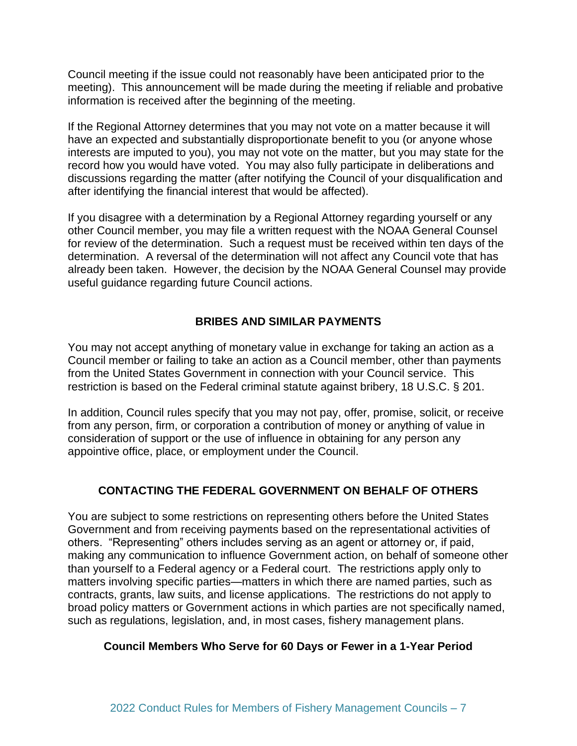Council meeting if the issue could not reasonably have been anticipated prior to the meeting). This announcement will be made during the meeting if reliable and probative information is received after the beginning of the meeting.

If the Regional Attorney determines that you may not vote on a matter because it will have an expected and substantially disproportionate benefit to you (or anyone whose interests are imputed to you), you may not vote on the matter, but you may state for the record how you would have voted. You may also fully participate in deliberations and discussions regarding the matter (after notifying the Council of your disqualification and after identifying the financial interest that would be affected).

If you disagree with a determination by a Regional Attorney regarding yourself or any other Council member, you may file a written request with the NOAA General Counsel for review of the determination. Such a request must be received within ten days of the determination. A reversal of the determination will not affect any Council vote that has already been taken. However, the decision by the NOAA General Counsel may provide useful guidance regarding future Council actions.

## BRIBES AND SIMILAR PAYMENTS

You may not accept anything of monetary value in exchange for taking an action as a Council member or failing to take an action as a Council member, other than payments from the United States Government in connection with your Council service. This restriction is based on the Federal criminal statute against bribery, 18 U.S.C. § 201.

In addition, Council rules specify that you may not pay, offer, promise, solicit, or receive from any person, firm, or corporation a contribution of money or anything of value in consideration of support or the use of influence in obtaining for any person any appointive office, place, or employment under the Council.

## CONTACTING THE FEDERAL GOVERNMENT ON BEHALF OF OTHERS

You are subject to some restrictions on representing others before the United States Government and from receiving payments based on the representational activities of others. "Representing" others includes serving as an agent or attorney or, if paid, making any communication to influence Government action, on behalf of someone other than yourself to a Federal agency or a Federal court. The restrictions apply only to matters involving specific parties—matters in which there are named parties, such as contracts, grants, law suits, and license applications. The restrictions do not apply to broad policy matters or Government actions in which parties are not specifically named, such as regulations, legislation, and, in most cases, fishery management plans.

### Council Members Who Serve for 60 Days or Fewer in a 1-Year Period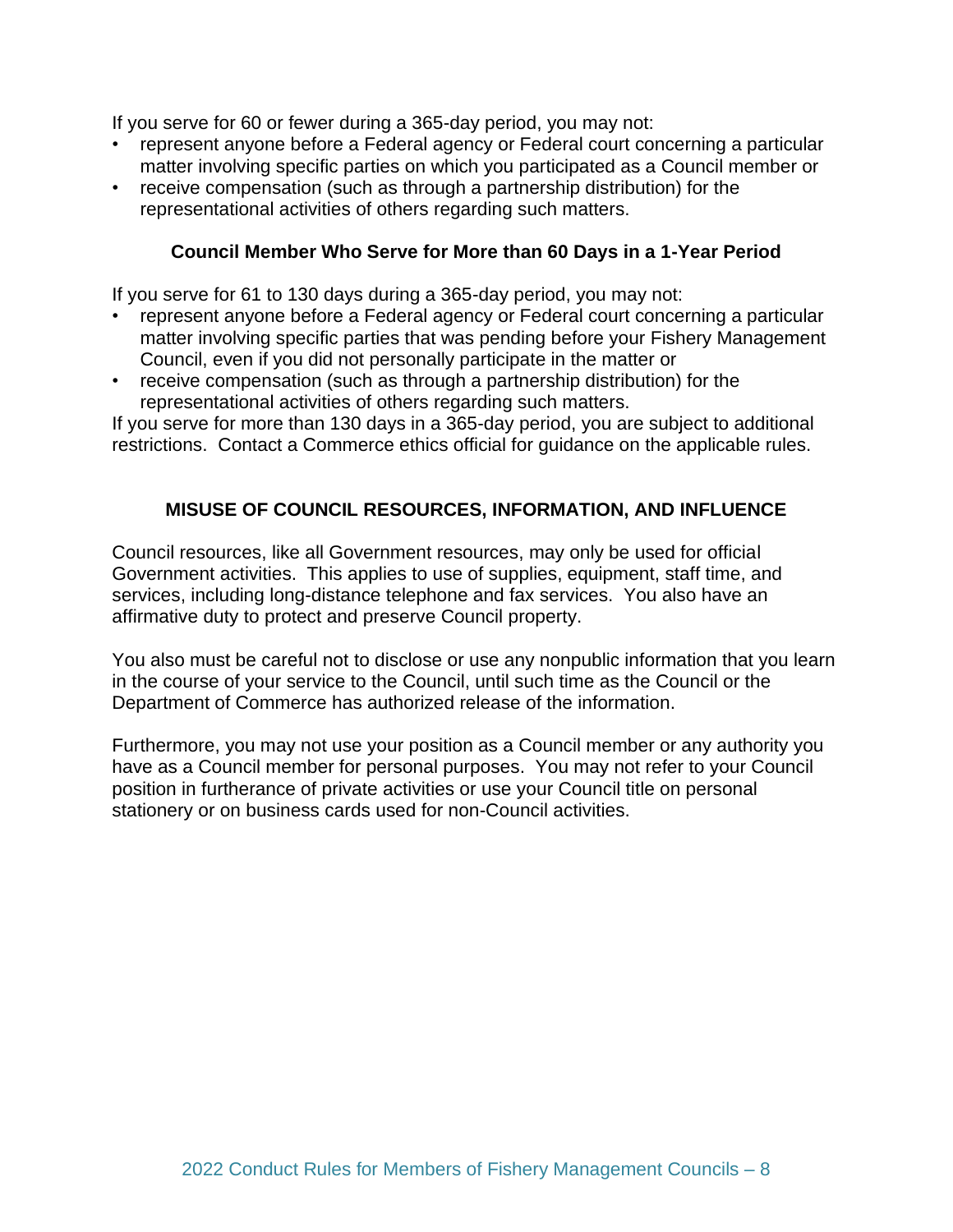If you serve for 60 or fewer during a 365-day period, you may not:

- represent anyone before a Federal agency or Federal court concerning a particular matter involving specific parties on which you participated as a Council member or
- receive compensation (such as through a partnership distribution) for the representational activities of others regarding such matters.

### Council Member Who Serve for More than 60 Days in a 1-Year Period

If you serve for 61 to 130 days during a 365-day period, you may not:

- represent anyone before a Federal agency or Federal court concerning a particular matter involving specific parties that was pending before your Fishery Management Council, even if you did not personally participate in the matter or
- receive compensation (such as through a partnership distribution) for the representational activities of others regarding such matters.

If you serve for more than 130 days in a 365-day period, you are subject to additional restrictions. Contact a Commerce ethics official for guidance on the applicable rules.

## MISUSE OF COUNCIL RESOURCES, INFORMATION, AND INFLUENCE

Council resources, like all Government resources, may only be used for official Government activities. This applies to use of supplies, equipment, staff time, and services, including long-distance telephone and fax services. You also have an affirmative duty to protect and preserve Council property.

You also must be careful not to disclose or use any nonpublic information that you learn in the course of your service to the Council, until such time as the Council or the Department of Commerce has authorized release of the information.

Furthermore, you may not use your position as a Council member or any authority you have as a Council member for personal purposes. You may not refer to your Council position in furtherance of private activities or use your Council title on personal stationery or on business cards used for non-Council activities.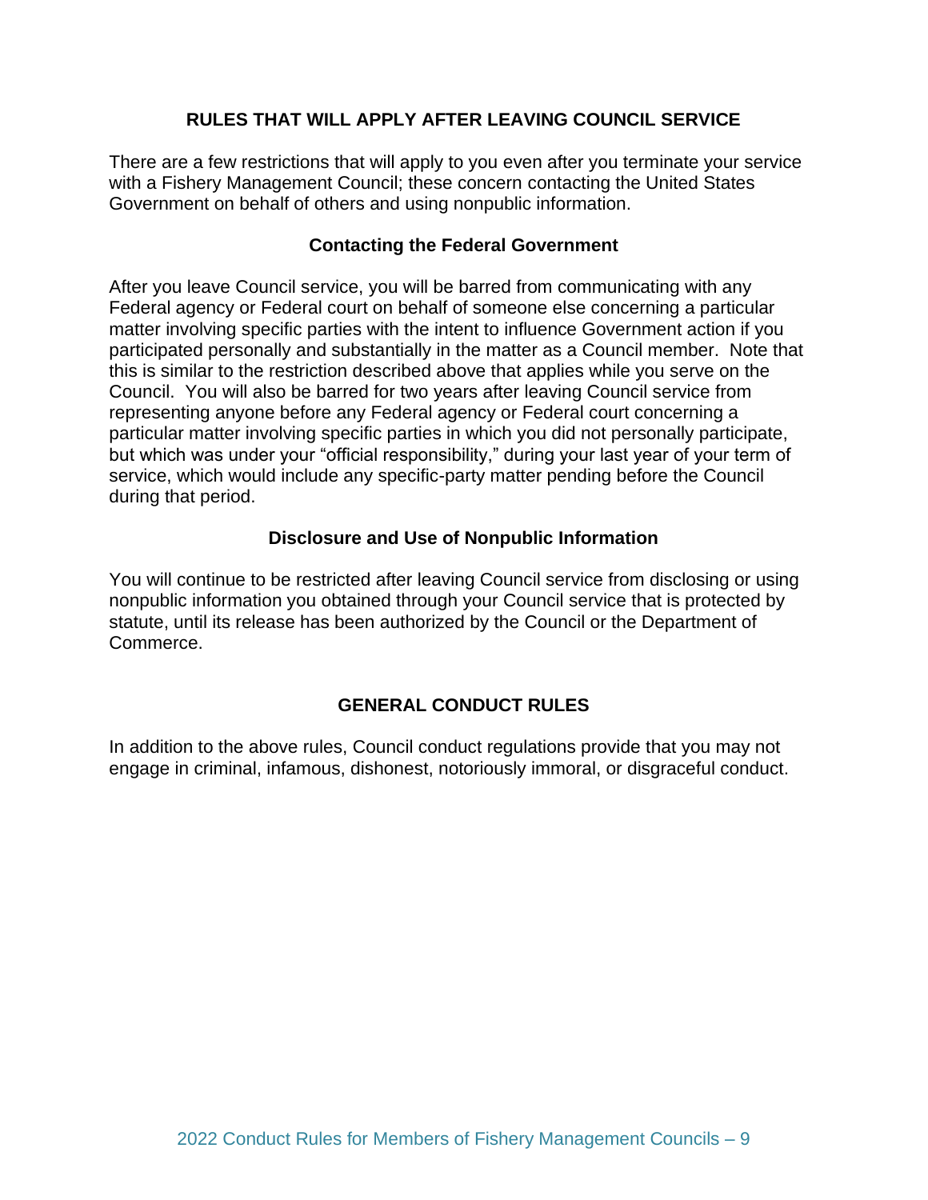## RULES THAT WILL APPLY AFTER LEAVING COUNCIL SERVICE

There are a few restrictions that will apply to you even after you terminate your service with a Fishery Management Council; these concern contacting the United States Government on behalf of others and using nonpublic information.

### Contacting the Federal Government

After you leave Council service, you will be barred from communicating with any Federal agency or Federal court on behalf of someone else concerning a particular matter involving specific parties with the intent to influence Government action if you participated personally and substantially in the matter as a Council member. Note that this is similar to the restriction described above that applies while you serve on the Council. You will also be barred for two years after leaving Council service from representing anyone before any Federal agency or Federal court concerning a particular matter involving specific parties in which you did not personally participate, but which was under your "official responsibility," during your last year of your term of service, which would include any specific-party matter pending before the Council during that period.

### Disclosure and Use of Nonpublic Information

You will continue to be restricted after leaving Council service from disclosing or using nonpublic information you obtained through your Council service that is protected by statute, until its release has been authorized by the Council or the Department of Commerce.

## GENERAL CONDUCT RULES

In addition to the above rules, Council conduct regulations provide that you may not engage in criminal, infamous, dishonest, notoriously immoral, or disgraceful conduct.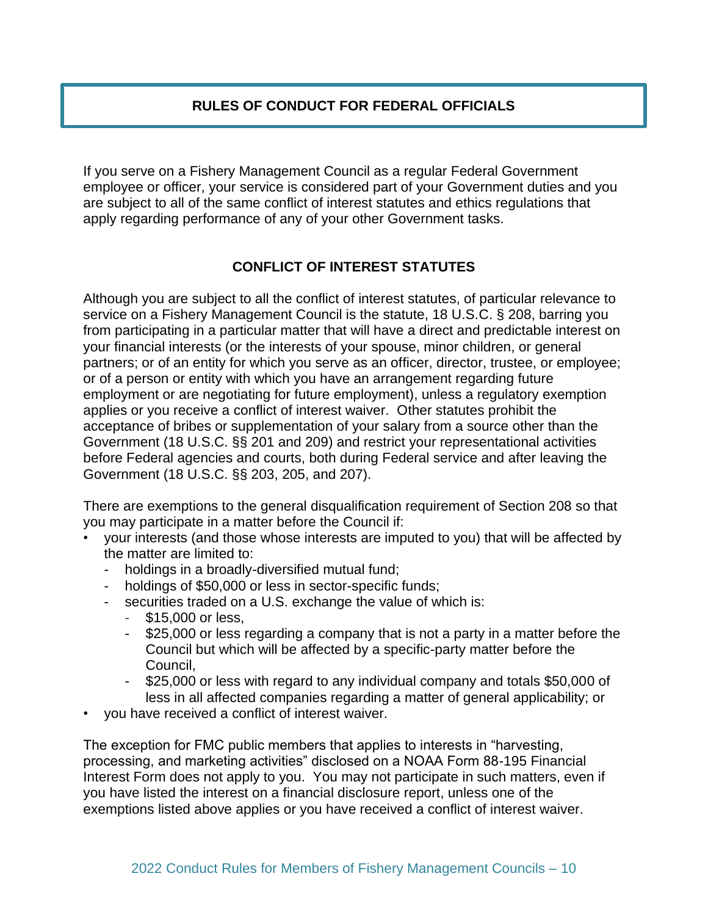## RULES OF CONDUCT FOR FEDERAL OFFICIALS

If you serve on a Fishery Management Council as a regular Federal Government employee or officer, your service is considered part of your Government duties and you are subject to all of the same conflict of interest statutes and ethics regulations that apply regarding performance of any of your other Government tasks.

### CONFLICT OF INTEREST STATUTES

Although you are subject to all the conflict of interest statutes, of particular relevance to service on a Fishery Management Council is the statute, 18 U.S.C. § 208, barring you from participating in a particular matter that will have a direct and predictable interest on your financial interests (or the interests of your spouse, minor children, or general partners; or of an entity for which you serve as an officer, director, trustee, or employee; or of a person or entity with which you have an arrangement regarding future employment or are negotiating for future employment), unless a regulatory exemption applies or you receive a conflict of interest waiver. Other statutes prohibit the acceptance of bribes or supplementation of your salary from a source other than the Government (18 U.S.C. §§ 201 and 209) and restrict your representational activities before Federal agencies and courts, both during Federal service and after leaving the Government (18 U.S.C. §§ 203, 205, and 207).

There are exemptions to the general disqualification requirement of Section 208 so that you may participate in a matter before the Council if:

- your interests (and those whose interests are imputed to you) that will be affected by the matter are limited to:
  - holdings in a broadly-diversified mutual fund;
  - holdings of $50,000 or less in sector-specific funds;
  - securities traded on a U.S. exchange the value of which is:
    - $15,000 or less,
    - $25,000 or less regarding a company that is not a party in a matter before the Council but which will be affected by a specific-party matter before the Council,
    - $25,000 or less with regard to any individual company and totals $50,000 of less in all affected companies regarding a matter of general applicability; or
- you have received a conflict of interest waiver.

The exception for FMC public members that applies to interests in "harvesting, processing, and marketing activities" disclosed on a NOAA Form 88-195 Financial Interest Form does not apply to you. You may not participate in such matters, even if you have listed the interest on a financial disclosure report, unless one of the exemptions listed above applies or you have received a conflict of interest waiver.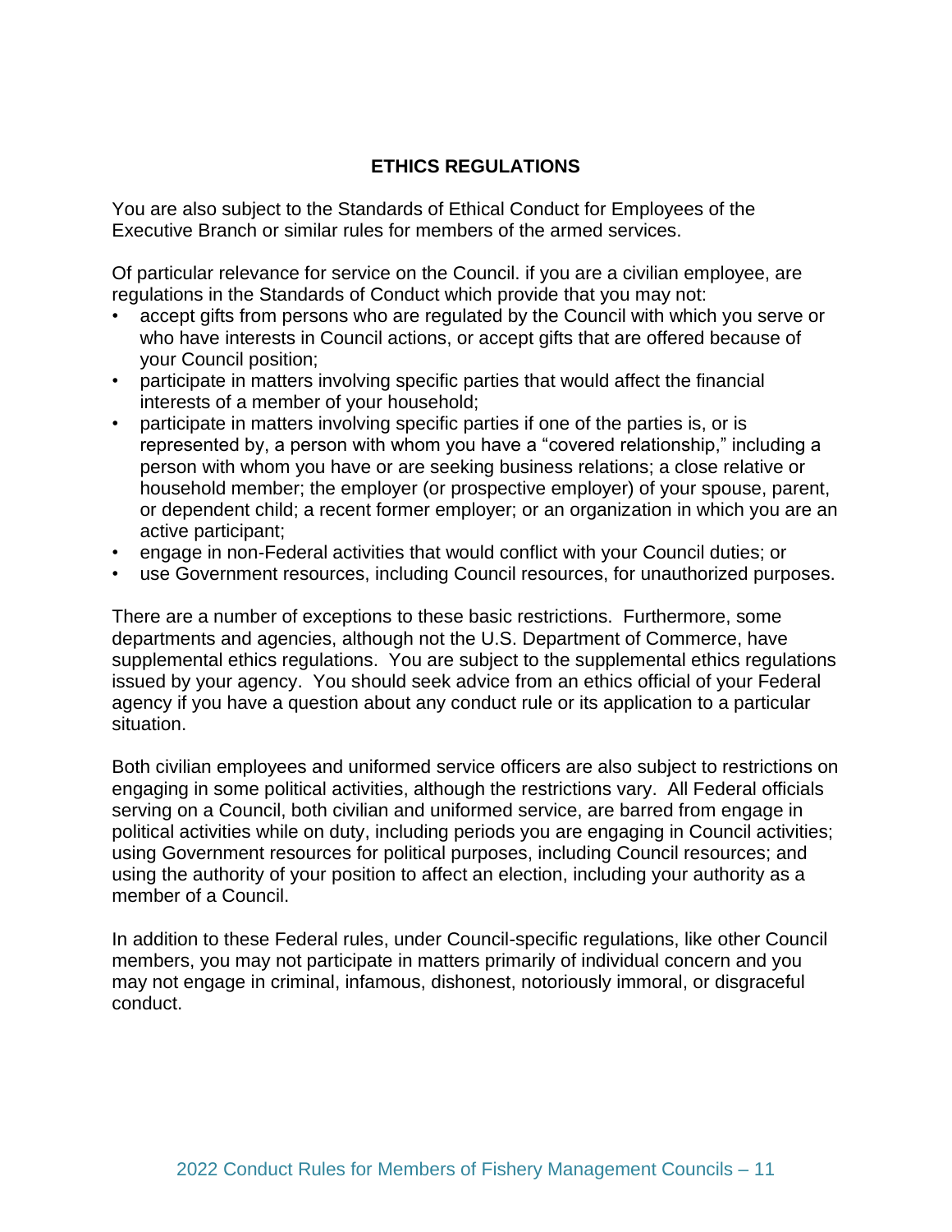## ETHICS REGULATIONS

You are also subject to the Standards of Ethical Conduct for Employees of the Executive Branch or similar rules for members of the armed services.

Of particular relevance for service on the Council. if you are a civilian employee, are regulations in the Standards of Conduct which provide that you may not:

- accept gifts from persons who are regulated by the Council with which you serve or who have interests in Council actions, or accept gifts that are offered because of your Council position;
- participate in matters involving specific parties that would affect the financial interests of a member of your household;
- participate in matters involving specific parties if one of the parties is, or is represented by, a person with whom you have a "covered relationship," including a person with whom you have or are seeking business relations; a close relative or household member; the employer (or prospective employer) of your spouse, parent, or dependent child; a recent former employer; or an organization in which you are an active participant;
- engage in non-Federal activities that would conflict with your Council duties; or
- use Government resources, including Council resources, for unauthorized purposes.

There are a number of exceptions to these basic restrictions. Furthermore, some departments and agencies, although not the U.S. Department of Commerce, have supplemental ethics regulations. You are subject to the supplemental ethics regulations issued by your agency. You should seek advice from an ethics official of your Federal agency if you have a question about any conduct rule or its application to a particular situation.

Both civilian employees and uniformed service officers are also subject to restrictions on engaging in some political activities, although the restrictions vary. All Federal officials serving on a Council, both civilian and uniformed service, are barred from engage in political activities while on duty, including periods you are engaging in Council activities; using Government resources for political purposes, including Council resources; and using the authority of your position to affect an election, including your authority as a member of a Council.

In addition to these Federal rules, under Council-specific regulations, like other Council members, you may not participate in matters primarily of individual concern and you may not engage in criminal, infamous, dishonest, notoriously immoral, or disgraceful conduct.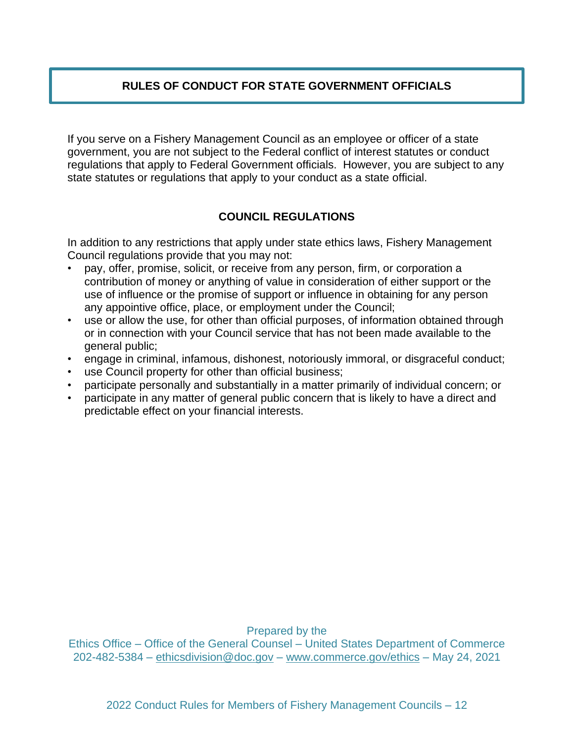## RULES OF CONDUCT FOR STATE GOVERNMENT OFFICIALS

If you serve on a Fishery Management Council as an employee or officer of a state government, you are not subject to the Federal conflict of interest statutes or conduct regulations that apply to Federal Government officials. However, you are subject to any state statutes or regulations that apply to your conduct as a state official.

### COUNCIL REGULATIONS

In addition to any restrictions that apply under state ethics laws, Fishery Management Council regulations provide that you may not:

- pay, offer, promise, solicit, or receive from any person, firm, or corporation a contribution of money or anything of value in consideration of either support or the use of influence or the promise of support or influence in obtaining for any person any appointive office, place, or employment under the Council;
- use or allow the use, for other than official purposes, of information obtained through or in connection with your Council service that has not been made available to the general public;
- engage in criminal, infamous, dishonest, notoriously immoral, or disgraceful conduct;
- use Council property for other than official business;
- participate personally and substantially in a matter primarily of individual concern; or
- participate in any matter of general public concern that is likely to have a direct and predictable effect on your financial interests.

Prepared by the
Ethics Office – Office of the General Counsel – United States Department of Commerce
202-482-5384 – ethicsdivision@doc.gov – www.commerce.gov/ethics – May 24, 2021